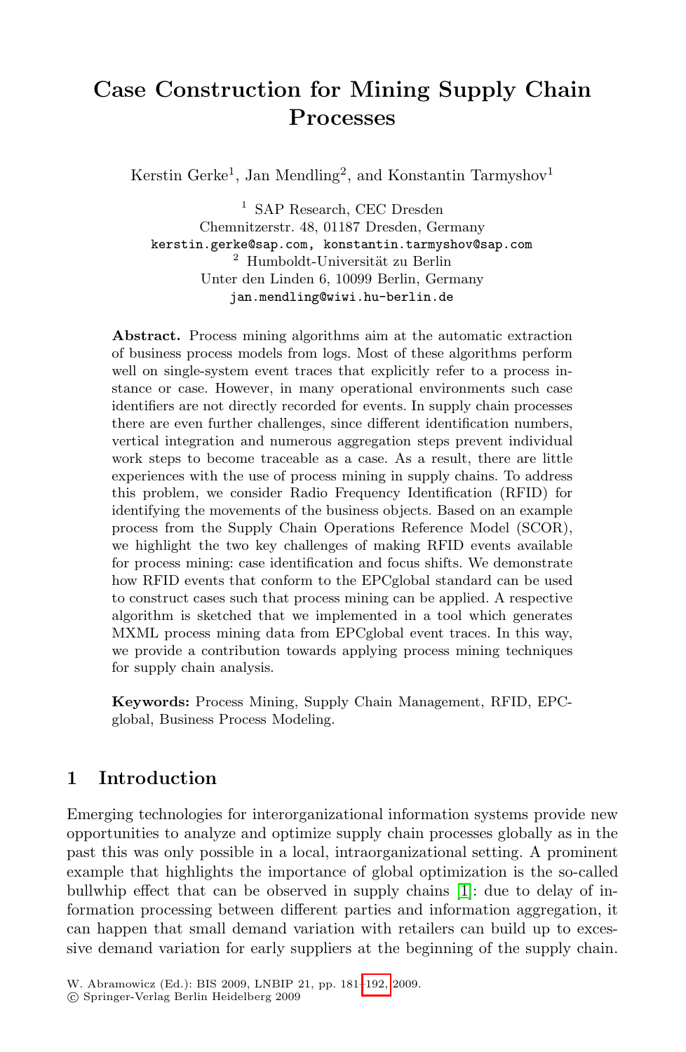# Case Construction for Mining Supply Chain Processes

Kerstin Gerke[1], Jan Mendling[2], and Konstantin Tarmyshov[1]

[1] SAP Research, CEC Dresden
Chemnitzerstr. 48, 01187 Dresden, Germany
kerstin.gerke@sap.com, konstantin.tarmyshov@sap.com

[2] Humboldt-Universität zu Berlin
Unter den Linden 6, 10099 Berlin, Germany
jan.mendling@wiwi.hu-berlin.de

**Abstract.** Process mining algorithms aim at the automatic extraction of business process models from logs. Most of these algorithms perform well on single-system event traces that explicitly refer to a process instance or case. However, in many operational environments such case identifiers are not directly recorded for events. In supply chain processes there are even further challenges, since different identification numbers, vertical integration and numerous aggregation steps prevent individual work steps to become traceable as a case. As a result, there are little experiences with the use of process mining in supply chains. To address this problem, we consider Radio Frequency Identification (RFID) for identifying the movements of the business objects. Based on an example process from the Supply Chain Operations Reference Model (SCOR), we highlight the two key challenges of making RFID events available for process mining: case identification and focus shifts. We demonstrate how RFID events that conform to the EPCglobal standard can be used to construct cases such that process mining can be applied. A respective algorithm is sketched that we implemented in a tool which generates MXML process mining data from EPCglobal event traces. In this way, we provide a contribution towards applying process mining techniques for supply chain analysis.

**Keywords:** Process Mining, Supply Chain Management, RFID, EPC-global, Business Process Modeling.

## 1 Introduction

Emerging technologies for interorganizational information systems provide new opportunities to analyze and optimize supply chain processes globally as in the past this was only possible in a local, intraorganizational setting. A prominent example that highlights the importance of global optimization is the so-called bullwhip effect that can be observed in supply chains [1]: due to delay of information processing between different parties and information aggregation, it can happen that small demand variation with retailers can build up to excessive demand variation for early suppliers at the beginning of the supply chain.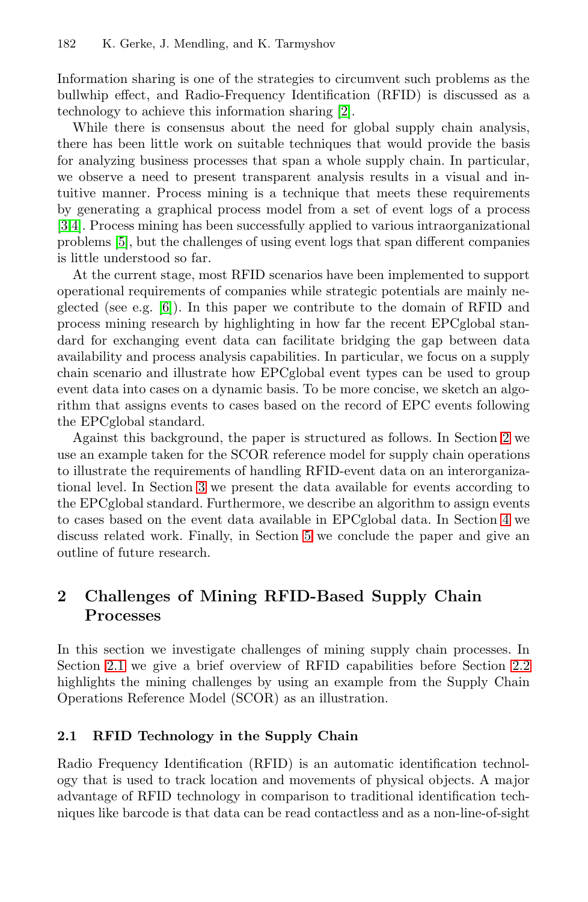Information sharing is one of the strategies to circumvent such problems as the bullwhip effect, and Radio-Frequency Identification (RFID) is discussed as a technology to achieve this information sharing [2].

While there is consensus about the need for global supply chain analysis, there has been little work on suitable techniques that would provide the basis for analyzing business processes that span a whole supply chain. In particular, we observe a need to present transparent analysis results in a visual and intuitive manner. Process mining is a technique that meets these requirements by generating a graphical process model from a set of event logs of a process [3,4]. Process mining has been successfully applied to various intraorganizational problems [5], but the challenges of using event logs that span different companies is little understood so far.

At the current stage, most RFID scenarios have been implemented to support operational requirements of companies while strategic potentials are mainly neglected (see e.g. [6]). In this paper we contribute to the domain of RFID and process mining research by highlighting in how far the recent EPCglobal standard for exchanging event data can facilitate bridging the gap between data availability and process analysis capabilities. In particular, we focus on a supply chain scenario and illustrate how EPCglobal event types can be used to group event data into cases on a dynamic basis. To be more concise, we sketch an algorithm that assigns events to cases based on the record of EPC events following the EPCglobal standard.

Against this background, the paper is structured as follows. In Section 2 we use an example taken for the SCOR reference model for supply chain operations to illustrate the requirements of handling RFID-event data on an interorganizational level. In Section 3 we present the data available for events according to the EPCglobal standard. Furthermore, we describe an algorithm to assign events to cases based on the event data available in EPCglobal data. In Section 4 we discuss related work. Finally, in Section 5 we conclude the paper and give an outline of future research.

## 2 Challenges of Mining RFID-Based Supply Chain Processes

In this section we investigate challenges of mining supply chain processes. In Section 2.1 we give a brief overview of RFID capabilities before Section 2.2 highlights the mining challenges by using an example from the Supply Chain Operations Reference Model (SCOR) as an illustration.

### 2.1 RFID Technology in the Supply Chain

Radio Frequency Identification (RFID) is an automatic identification technology that is used to track location and movements of physical objects. A major advantage of RFID technology in comparison to traditional identification techniques like barcode is that data can be read contactless and as a non-line-of-sight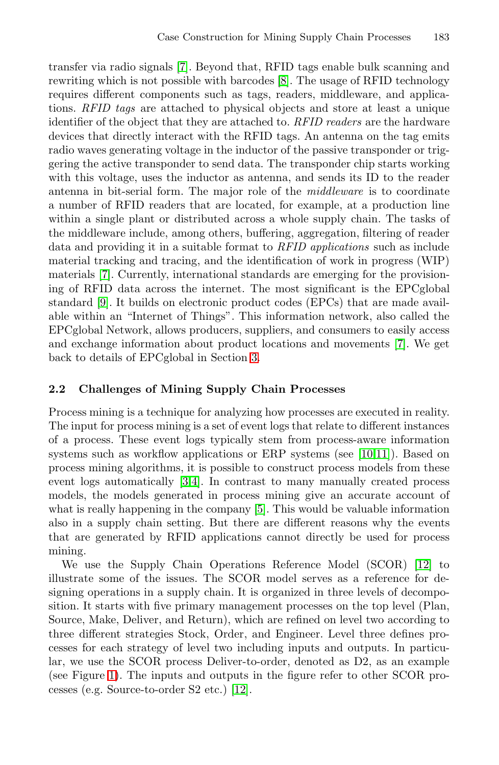transfer via radio signals [7]. Beyond that, RFID tags enable bulk scanning and rewriting which is not possible with barcodes [8]. The usage of RFID technology requires different components such as tags, readers, middleware, and applications. *RFID tags* are attached to physical objects and store at least a unique identifier of the object that they are attached to. *RFID readers* are the hardware devices that directly interact with the RFID tags. An antenna on the tag emits radio waves generating voltage in the inductor of the passive transponder or triggering the active transponder to send data. The transponder chip starts working with this voltage, uses the inductor as antenna, and sends its ID to the reader antenna in bit-serial form. The major role of the *middleware* is to coordinate a number of RFID readers that are located, for example, at a production line within a single plant or distributed across a whole supply chain. The tasks of the middleware include, among others, buffering, aggregation, filtering of reader data and providing it in a suitable format to *RFID applications* such as include material tracking and tracing, and the identification of work in progress (WIP) materials [7]. Currently, international standards are emerging for the provisioning of RFID data across the internet. The most significant is the EPCglobal standard [9]. It builds on electronic product codes (EPCs) that are made available within an "Internet of Things". This information network, also called the EPCglobal Network, allows producers, suppliers, and consumers to easily access and exchange information about product locations and movements [7]. We get back to details of EPCglobal in Section 3.

### 2.2 Challenges of Mining Supply Chain Processes

Process mining is a technique for analyzing how processes are executed in reality. The input for process mining is a set of event logs that relate to different instances of a process. These event logs typically stem from process-aware information systems such as workflow applications or ERP systems (see [10,11]). Based on process mining algorithms, it is possible to construct process models from these event logs automatically [3,4]. In contrast to many manually created process models, the models generated in process mining give an accurate account of what is really happening in the company [5]. This would be valuable information also in a supply chain setting. But there are different reasons why the events that are generated by RFID applications cannot directly be used for process mining.

We use the Supply Chain Operations Reference Model (SCOR) [12] to illustrate some of the issues. The SCOR model serves as a reference for designing operations in a supply chain. It is organized in three levels of decomposition. It starts with five primary management processes on the top level (Plan, Source, Make, Deliver, and Return), which are refined on level two according to three different strategies Stock, Order, and Engineer. Level three defines processes for each strategy of level two including inputs and outputs. In particular, we use the SCOR process Deliver-to-order, denoted as D2, as an example (see Figure 1). The inputs and outputs in the figure refer to other SCOR processes (e.g. Source-to-order S2 etc.) [12].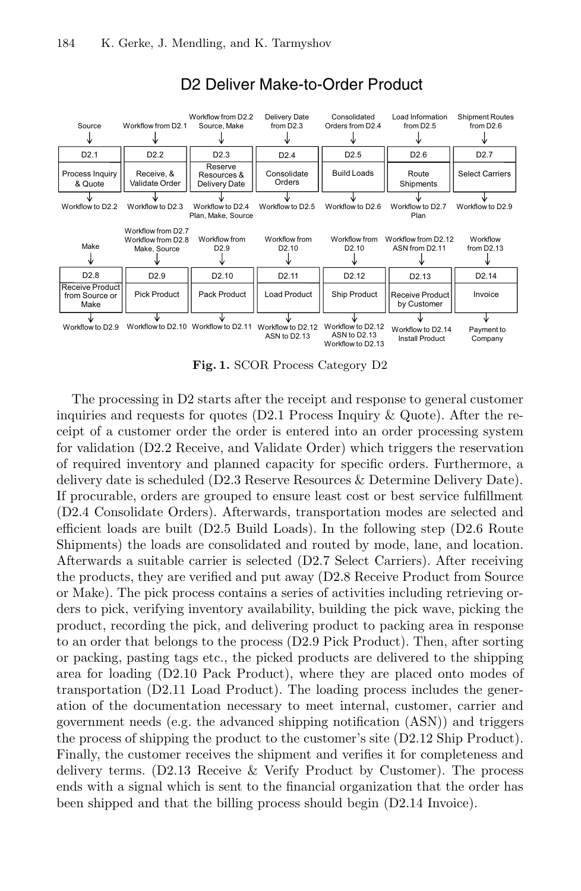## D2 Deliver Make-to-Order Product

| Input | Process | Output |
|---|---|---|
| Source | D2.1 Process Inquiry & Quote | Workflow to D2.2 |
| Workflow from D2.1 | D2.2 Receive, & Validate Order | Workflow to D2.3 |
| Workflow from D2.2 Source, Make | D2.3 Reserve Resources & Delivery Date | Workflow to D2.4 Plan, Make, Source |
| Delivery Date from D2.3 | D2.4 Consolidate Orders | Workflow to D2.5 |
| Consolidated Orders from D2.4 | D2.5 Build Loads | Workflow to D2.6 |
| Load Information from D2.5 | D2.6 Route Shipments | Workflow to D2.7 Plan |
| Shipment Routes from D2.6 | D2.7 Select Carriers | Workflow to D2.9 |
| Make | D2.8 Receive Product from Source or Make | Workflow to D2.9 |
| Workflow from D2.7 Workflow from D2.8 Make, Source | D2.9 Pick Product | Workflow to D2.10 |
| Workflow from D2.9 | D2.10 Pack Product | Workflow to D2.11 |
| Workflow from D2.10 | D2.11 Load Product | Workflow to D2.12 ASN to D2.13 |
| Workflow from D2.10 | D2.12 Ship Product | Workflow to D2.12 ASN to D2.13 Workflow to D2.13 |
| Workflow from D2.12 ASN from D2.11 | D2.13 Receive Product by Customer | Workflow to D2.14 Install Product |
| Workflow from D2.13 | D2.14 Invoice | Payment to Company |

**Fig. 1.** SCOR Process Category D2

The processing in D2 starts after the receipt and response to general customer inquiries and requests for quotes (D2.1 Process Inquiry & Quote). After the receipt of a customer order the order is entered into an order processing system for validation (D2.2 Receive, and Validate Order) which triggers the reservation of required inventory and planned capacity for specific orders. Furthermore, a delivery date is scheduled (D2.3 Reserve Resources & Determine Delivery Date). If procurable, orders are grouped to ensure least cost or best service fulfillment (D2.4 Consolidate Orders). Afterwards, transportation modes are selected and efficient loads are built (D2.5 Build Loads). In the following step (D2.6 Route Shipments) the loads are consolidated and routed by mode, lane, and location. Afterwards a suitable carrier is selected (D2.7 Select Carriers). After receiving the products, they are verified and put away (D2.8 Receive Product from Source or Make). The pick process contains a series of activities including retrieving orders to pick, verifying inventory availability, building the pick wave, picking the product, recording the pick, and delivering product to packing area in response to an order that belongs to the process (D2.9 Pick Product). Then, after sorting or packing, pasting tags etc., the picked products are delivered to the shipping area for loading (D2.10 Pack Product), where they are placed onto modes of transportation (D2.11 Load Product). The loading process includes the generation of the documentation necessary to meet internal, customer, carrier and government needs (e.g. the advanced shipping notification (ASN)) and triggers the process of shipping the product to the customer's site (D2.12 Ship Product). Finally, the customer receives the shipment and verifies it for completeness and delivery terms. (D2.13 Receive & Verify Product by Customer). The process ends with a signal which is sent to the financial organization that the order has been shipped and that the billing process should begin (D2.14 Invoice).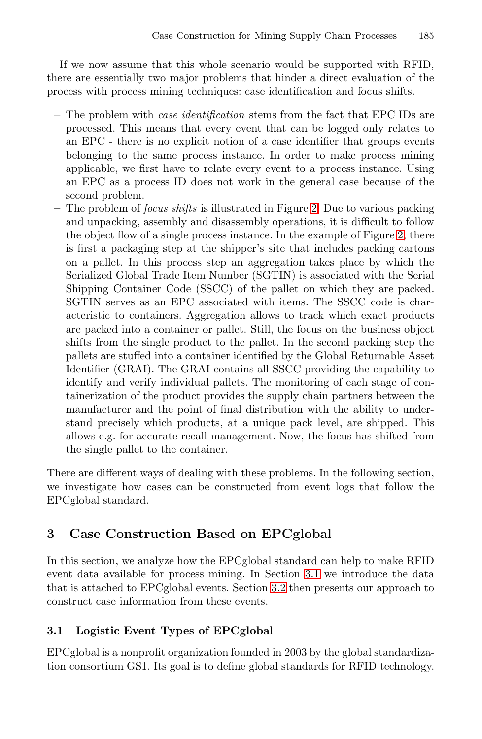If we now assume that this whole scenario would be supported with RFID, there are essentially two major problems that hinder a direct evaluation of the process with process mining techniques: case identification and focus shifts.

- The problem with *case identification* stems from the fact that EPC IDs are processed. This means that every event that can be logged only relates to an EPC - there is no explicit notion of a case identifier that groups events belonging to the same process instance. In order to make process mining applicable, we first have to relate every event to a process instance. Using an EPC as a process ID does not work in the general case because of the second problem.
- The problem of *focus shifts* is illustrated in Figure 2. Due to various packing and unpacking, assembly and disassembly operations, it is difficult to follow the object flow of a single process instance. In the example of Figure 2, there is first a packaging step at the shipper's site that includes packing cartons on a pallet. In this process step an aggregation takes place by which the Serialized Global Trade Item Number (SGTIN) is associated with the Serial Shipping Container Code (SSCC) of the pallet on which they are packed. SGTIN serves as an EPC associated with items. The SSCC code is characteristic to containers. Aggregation allows to track which exact products are packed into a container or pallet. Still, the focus on the business object shifts from the single product to the pallet. In the second packing step the pallets are stuffed into a container identified by the Global Returnable Asset Identifier (GRAI). The GRAI contains all SSCC providing the capability to identify and verify individual pallets. The monitoring of each stage of containerization of the product provides the supply chain partners between the manufacturer and the point of final distribution with the ability to understand precisely which products, at a unique pack level, are shipped. This allows e.g. for accurate recall management. Now, the focus has shifted from the single pallet to the container.

There are different ways of dealing with these problems. In the following section, we investigate how cases can be constructed from event logs that follow the EPCglobal standard.

## 3 Case Construction Based on EPCglobal

In this section, we analyze how the EPCglobal standard can help to make RFID event data available for process mining. In Section 3.1 we introduce the data that is attached to EPCglobal events. Section 3.2 then presents our approach to construct case information from these events.

### 3.1 Logistic Event Types of EPCglobal

EPCglobal is a nonprofit organization founded in 2003 by the global standardization consortium GS1. Its goal is to define global standards for RFID technology.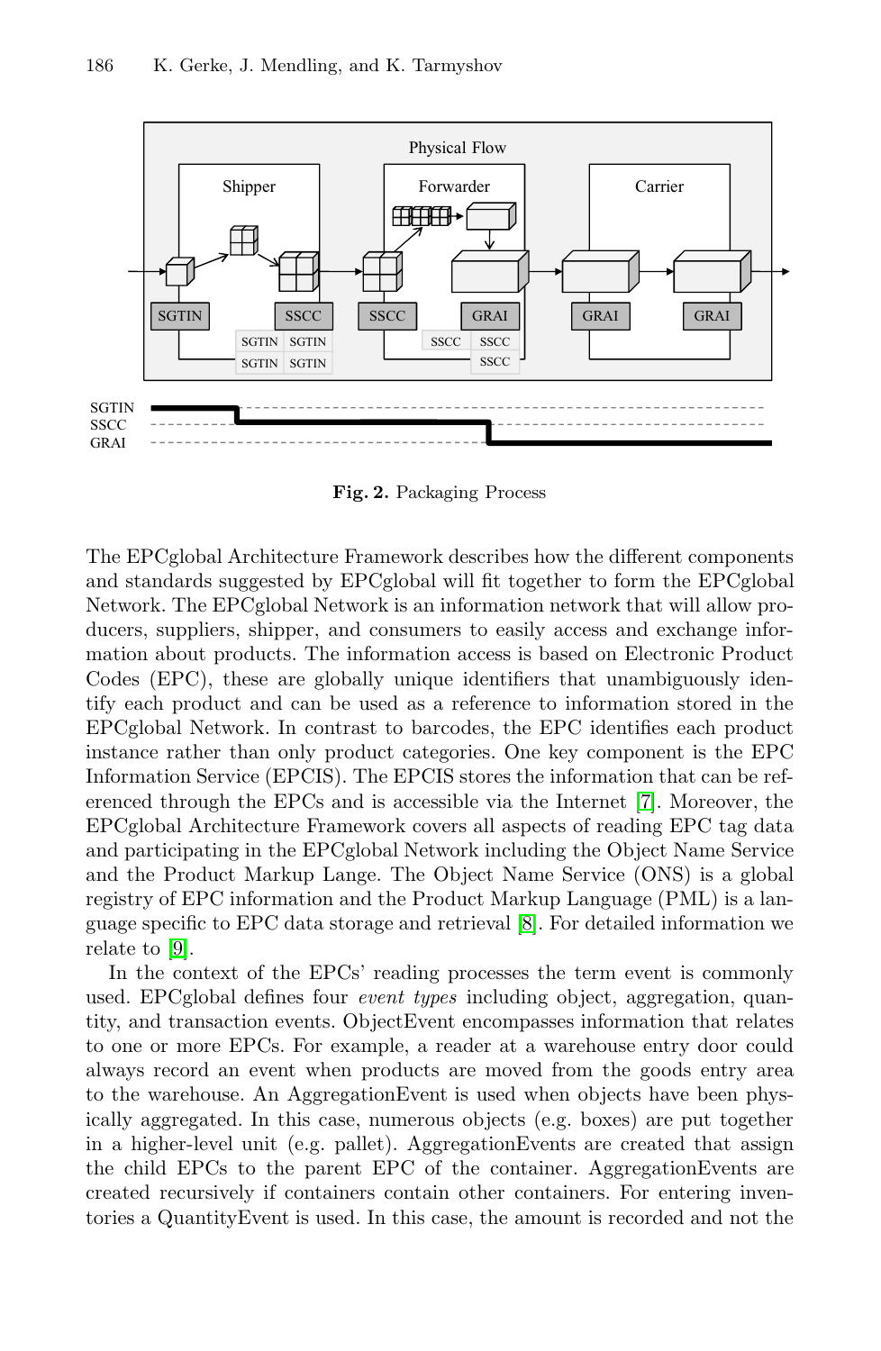Physical Flow

Shipper

Forwarder

Carrier

SGTIN

SSCC

SGTIN SGTIN

SGTIN SGTIN

SSCC

GRAI

SSCC SSCC

SSCC

GRAI

GRAI

SGTIN

SSCC

GRAI

**Fig. 2.** Packaging Process

The EPCglobal Architecture Framework describes how the different components and standards suggested by EPCglobal will fit together to form the EPCglobal Network. The EPCglobal Network is an information network that will allow producers, suppliers, shipper, and consumers to easily access and exchange information about products. The information access is based on Electronic Product Codes (EPC), these are globally unique identifiers that unambiguously identify each product and can be used as a reference to information stored in the EPCglobal Network. In contrast to barcodes, the EPC identifies each product instance rather than only product categories. One key component is the EPC Information Service (EPCIS). The EPCIS stores the information that can be referenced through the EPCs and is accessible via the Internet [7]. Moreover, the EPCglobal Architecture Framework covers all aspects of reading EPC tag data and participating in the EPCglobal Network including the Object Name Service and the Product Markup Lange. The Object Name Service (ONS) is a global registry of EPC information and the Product Markup Language (PML) is a language specific to EPC data storage and retrieval [8]. For detailed information we relate to [9].

In the context of the EPCs' reading processes the term event is commonly used. EPCglobal defines four *event types* including object, aggregation, quantity, and transaction events. ObjectEvent encompasses information that relates to one or more EPCs. For example, a reader at a warehouse entry door could always record an event when products are moved from the goods entry area to the warehouse. An AggregationEvent is used when objects have been physically aggregated. In this case, numerous objects (e.g. boxes) are put together in a higher-level unit (e.g. pallet). AggregationEvents are created that assign the child EPCs to the parent EPC of the container. AggregationEvents are created recursively if containers contain other containers. For entering inventories a QuantityEvent is used. In this case, the amount is recorded and not the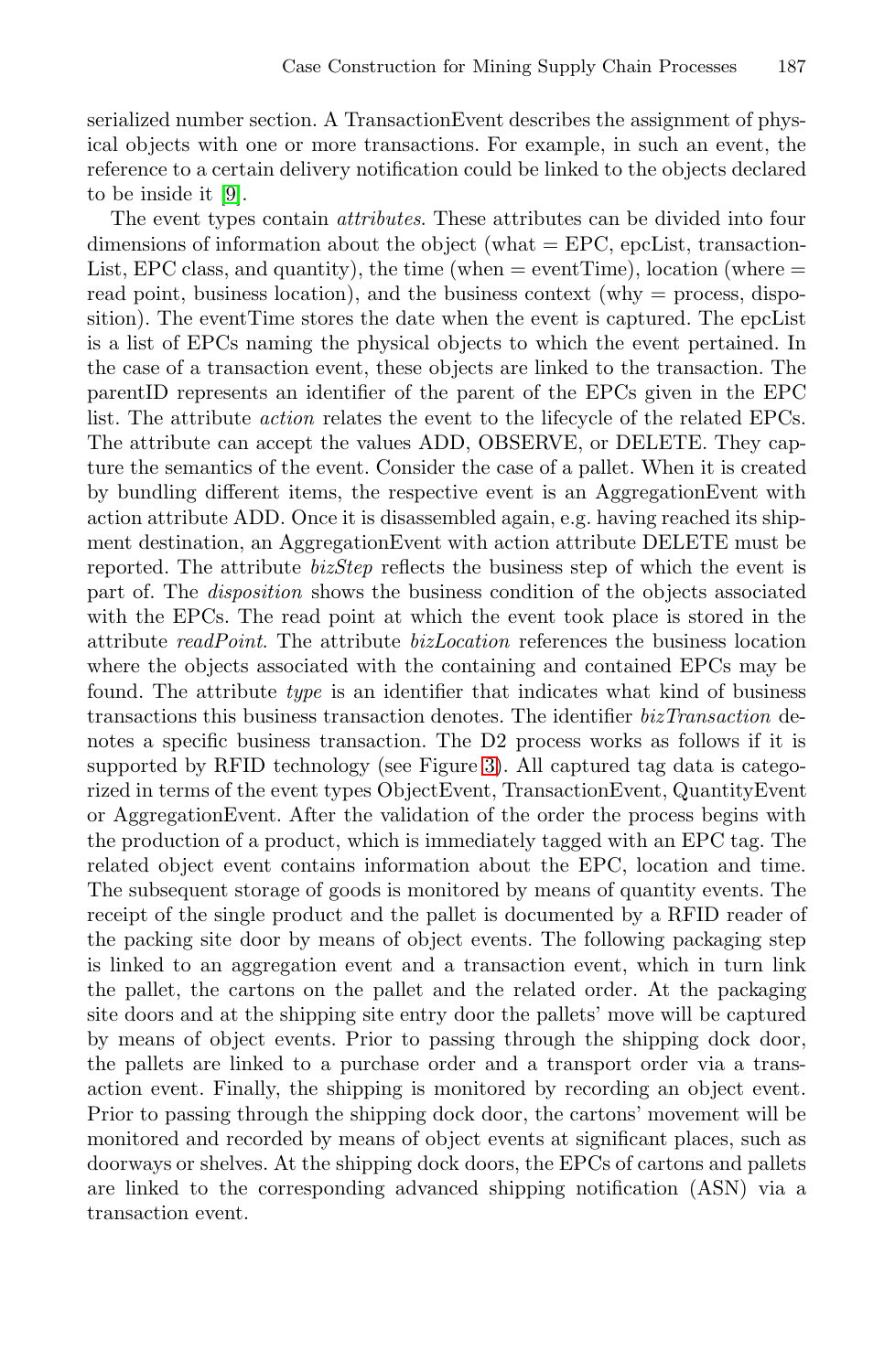serialized number section. A TransactionEvent describes the assignment of physical objects with one or more transactions. For example, in such an event, the reference to a certain delivery notification could be linked to the objects declared to be inside it [9].

The event types contain *attributes*. These attributes can be divided into four dimensions of information about the object (what = EPC, epcList, transactionList, EPC class, and quantity), the time (when = eventTime), location (where = read point, business location), and the business context (why = process, disposition). The eventTime stores the date when the event is captured. The epcList is a list of EPCs naming the physical objects to which the event pertained. In the case of a transaction event, these objects are linked to the transaction. The parentID represents an identifier of the parent of the EPCs given in the EPC list. The attribute *action* relates the event to the lifecycle of the related EPCs. The attribute can accept the values ADD, OBSERVE, or DELETE. They capture the semantics of the event. Consider the case of a pallet. When it is created by bundling different items, the respective event is an AggregationEvent with action attribute ADD. Once it is disassembled again, e.g. having reached its shipment destination, an AggregationEvent with action attribute DELETE must be reported. The attribute *bizStep* reflects the business step of which the event is part of. The *disposition* shows the business condition of the objects associated with the EPCs. The read point at which the event took place is stored in the attribute *readPoint*. The attribute *bizLocation* references the business location where the objects associated with the containing and contained EPCs may be found. The attribute *type* is an identifier that indicates what kind of business transactions this business transaction denotes. The identifier *bizTransaction* denotes a specific business transaction. The D2 process works as follows if it is supported by RFID technology (see Figure 3). All captured tag data is categorized in terms of the event types ObjectEvent, TransactionEvent, QuantityEvent or AggregationEvent. After the validation of the order the process begins with the production of a product, which is immediately tagged with an EPC tag. The related object event contains information about the EPC, location and time. The subsequent storage of goods is monitored by means of quantity events. The receipt of the single product and the pallet is documented by a RFID reader of the packing site door by means of object events. The following packaging step is linked to an aggregation event and a transaction event, which in turn link the pallet, the cartons on the pallet and the related order. At the packaging site doors and at the shipping site entry door the pallets' move will be captured by means of object events. Prior to passing through the shipping dock door, the pallets are linked to a purchase order and a transport order via a transaction event. Finally, the shipping is monitored by recording an object event. Prior to passing through the shipping dock door, the cartons' movement will be monitored and recorded by means of object events at significant places, such as doorways or shelves. At the shipping dock doors, the EPCs of cartons and pallets are linked to the corresponding advanced shipping notification (ASN) via a transaction event.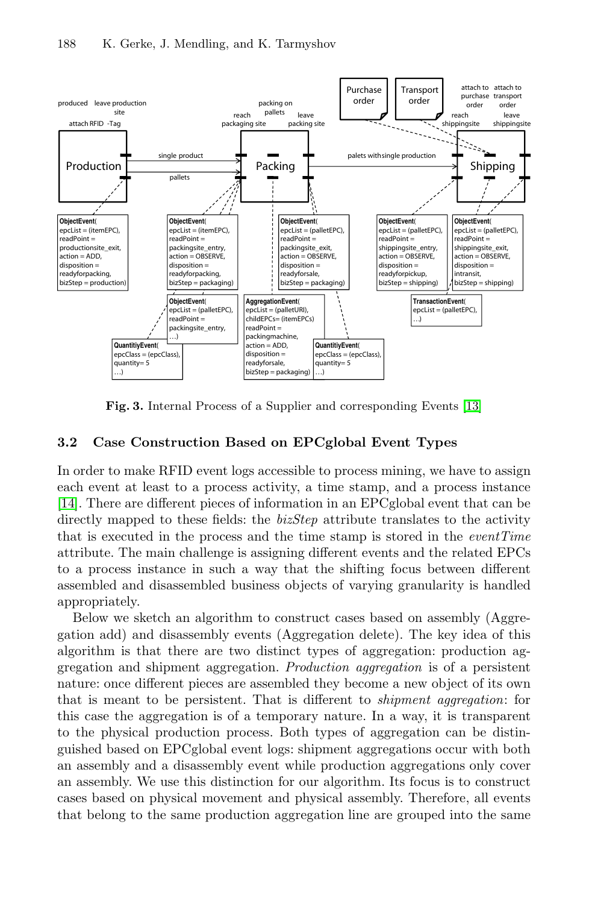produced

leave production site

attach RFID -Tag

packing on pallets

reach packaging site

leave packing site

Purchase order

Transport order

attach to purchase order

attach to transport order

reach shippingsite

leave shippingsite

Production

single product

pallets

Packing

palets with single production

Shipping

ObjectEvent( epcList = (itemEPC), readPoint = productionsite_exit, action = ADD, disposition = readyforpacking, bizStep = production)

ObjectEvent( epcList = (itemEPC), readPoint = packingsite_entry, action = OBSERVE, disposition = readyforpacking, bizStep = packaging)

ObjectEvent( epcList = (palletEPC), readPoint = packingsite_exit, action = OBSERVE, disposition = readyforsale, bizStep = packaging)

ObjectEvent( epcList = (palletEPC), readPoint = shippingsite_entry, action = OBSERVE, disposition = readyforpickup, bizStep = shipping)

ObjectEvent( epcList = (palletEPC), readPoint = shippingsite_exit, action = OBSERVE, disposition = intransit, bizStep = shipping)

ObjectEvent( epcList = (palletEPC), readPoint = packingsite_entry, …)

AggregationEvent( epcList = (palletURI), childEPCs= (itemEPCs) readPoint = packingmachine, action = ADD, disposition = readyforsale, bizStep = packaging)

TransactionEvent( epcList = (palletEPC), …)

QuantitiyEvent( epcClass = (epcClass), quantity= 5 …)

QuantitiyEvent( epcClass = (epcClass), quantity= 5 …)

**Fig. 3.** Internal Process of a Supplier and corresponding Events [13]

### 3.2 Case Construction Based on EPCglobal Event Types

In order to make RFID event logs accessible to process mining, we have to assign each event at least to a process activity, a time stamp, and a process instance [14]. There are different pieces of information in an EPCglobal event that can be directly mapped to these fields: the *bizStep* attribute translates to the activity that is executed in the process and the time stamp is stored in the *eventTime* attribute. The main challenge is assigning different events and the related EPCs to a process instance in such a way that the shifting focus between different assembled and disassembled business objects of varying granularity is handled appropriately.

Below we sketch an algorithm to construct cases based on assembly (Aggregation add) and disassembly events (Aggregation delete). The key idea of this algorithm is that there are two distinct types of aggregation: production aggregation and shipment aggregation. *Production aggregation* is of a persistent nature: once different pieces are assembled they become a new object of its own that is meant to be persistent. That is different to *shipment aggregation*: for this case the aggregation is of a temporary nature. In a way, it is transparent to the physical production process. Both types of aggregation can be distinguished based on EPCglobal event logs: shipment aggregations occur with both an assembly and a disassembly event while production aggregations only cover an assembly. We use this distinction for our algorithm. Its focus is to construct cases based on physical movement and physical assembly. Therefore, all events that belong to the same production aggregation line are grouped into the same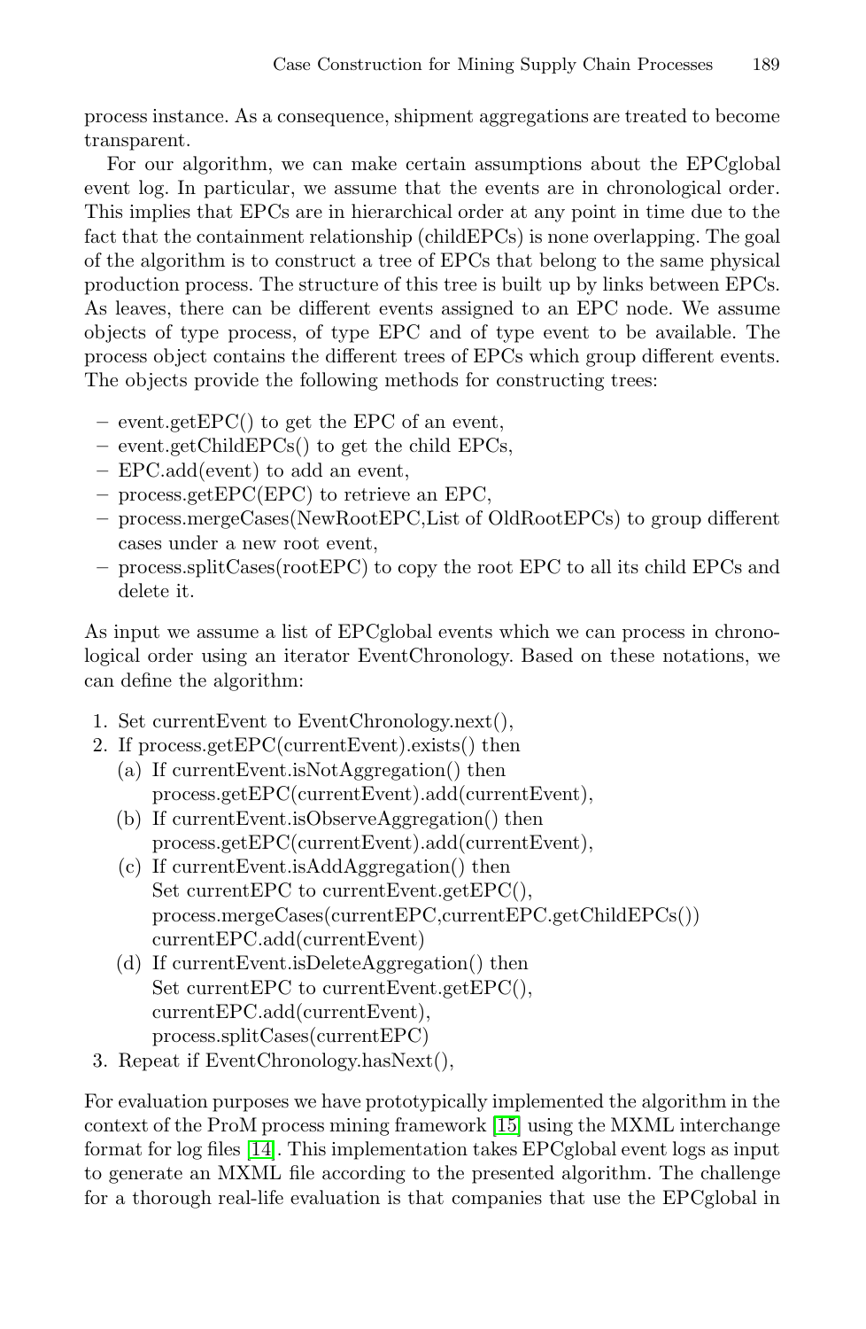process instance. As a consequence, shipment aggregations are treated to become transparent.

For our algorithm, we can make certain assumptions about the EPCglobal event log. In particular, we assume that the events are in chronological order. This implies that EPCs are in hierarchical order at any point in time due to the fact that the containment relationship (childEPCs) is none overlapping. The goal of the algorithm is to construct a tree of EPCs that belong to the same physical production process. The structure of this tree is built up by links between EPCs. As leaves, there can be different events assigned to an EPC node. We assume objects of type process, of type EPC and of type event to be available. The process object contains the different trees of EPCs which group different events. The objects provide the following methods for constructing trees:

- event.getEPC() to get the EPC of an event,
- event.getChildEPCs() to get the child EPCs,
- EPC.add(event) to add an event,
- process.getEPC(EPC) to retrieve an EPC,
- process.mergeCases(NewRootEPC,List of OldRootEPCs) to group different cases under a new root event,
- process.splitCases(rootEPC) to copy the root EPC to all its child EPCs and delete it.

As input we assume a list of EPCglobal events which we can process in chronological order using an iterator EventChronology. Based on these notations, we can define the algorithm:

1. Set currentEvent to EventChronology.next(),
2. If process.getEPC(currentEvent).exists() then
   (a) If currentEvent.isNotAggregation() then
   process.getEPC(currentEvent).add(currentEvent),
   (b) If currentEvent.isObserveAggregation() then
   process.getEPC(currentEvent).add(currentEvent),
   (c) If currentEvent.isAddAggregation() then
   Set currentEPC to currentEvent.getEPC(),
   process.mergeCases(currentEPC,currentEPC.getChildEPCs())
   currentEPC.add(currentEvent)
   (d) If currentEvent.isDeleteAggregation() then
   Set currentEPC to currentEvent.getEPC(),
   currentEPC.add(currentEvent),
   process.splitCases(currentEPC)
3. Repeat if EventChronology.hasNext(),

For evaluation purposes we have prototypically implemented the algorithm in the context of the ProM process mining framework [15] using the MXML interchange format for log files [14]. This implementation takes EPCglobal event logs as input to generate an MXML file according to the presented algorithm. The challenge for a thorough real-life evaluation is that companies that use the EPCglobal in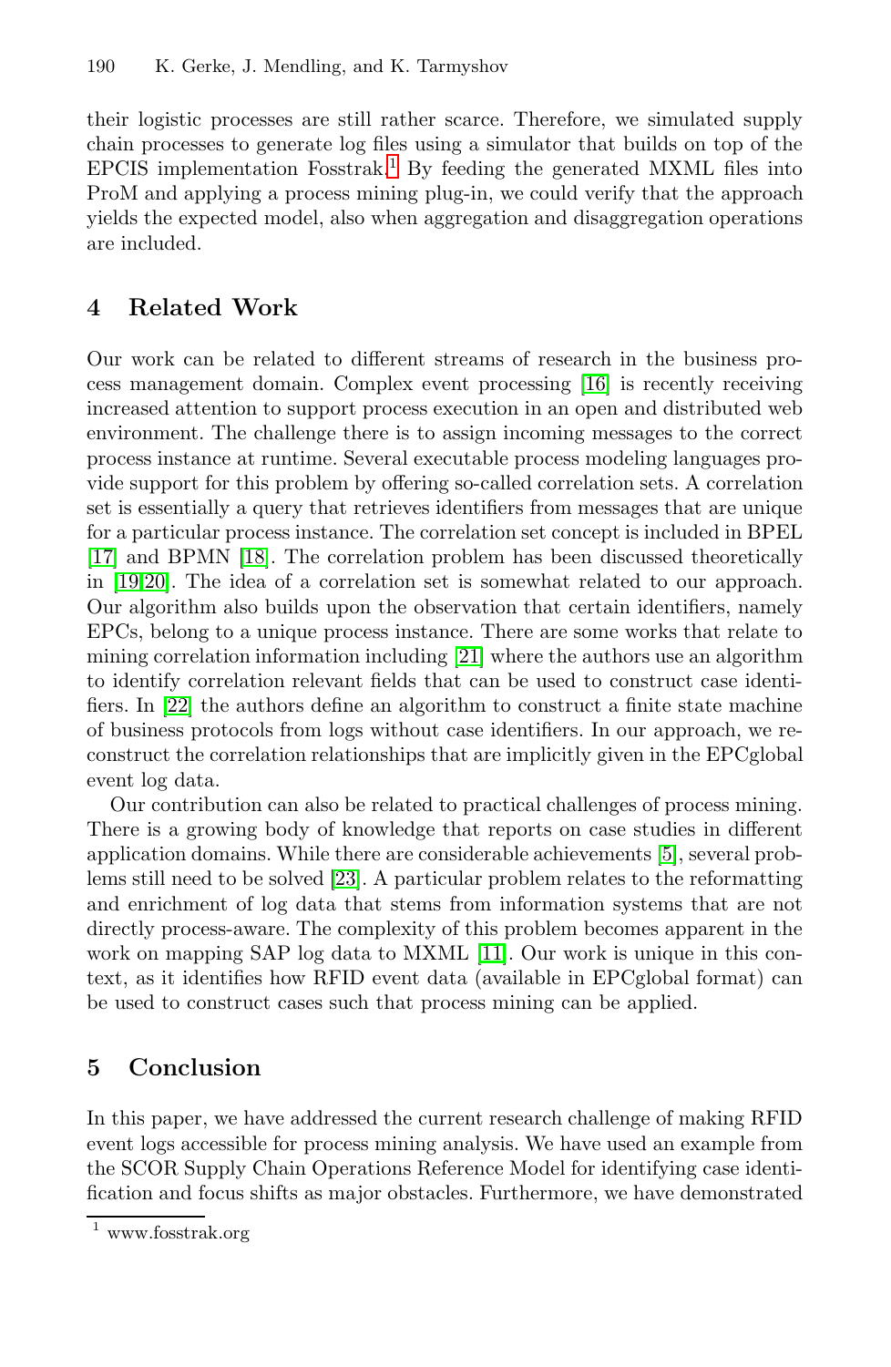their logistic processes are still rather scarce. Therefore, we simulated supply chain processes to generate log files using a simulator that builds on top of the EPCIS implementation Fosstrak.[1] By feeding the generated MXML files into ProM and applying a process mining plug-in, we could verify that the approach yields the expected model, also when aggregation and disaggregation operations are included.

## 4 Related Work

Our work can be related to different streams of research in the business process management domain. Complex event processing [16] is recently receiving increased attention to support process execution in an open and distributed web environment. The challenge there is to assign incoming messages to the correct process instance at runtime. Several executable process modeling languages provide support for this problem by offering so-called correlation sets. A correlation set is essentially a query that retrieves identifiers from messages that are unique for a particular process instance. The correlation set concept is included in BPEL [17] and BPMN [18]. The correlation problem has been discussed theoretically in [19,20]. The idea of a correlation set is somewhat related to our approach. Our algorithm also builds upon the observation that certain identifiers, namely EPCs, belong to a unique process instance. There are some works that relate to mining correlation information including [21] where the authors use an algorithm to identify correlation relevant fields that can be used to construct case identifiers. In [22] the authors define an algorithm to construct a finite state machine of business protocols from logs without case identifiers. In our approach, we reconstruct the correlation relationships that are implicitly given in the EPCglobal event log data.

Our contribution can also be related to practical challenges of process mining. There is a growing body of knowledge that reports on case studies in different application domains. While there are considerable achievements [5], several problems still need to be solved [23]. A particular problem relates to the reformatting and enrichment of log data that stems from information systems that are not directly process-aware. The complexity of this problem becomes apparent in the work on mapping SAP log data to MXML [11]. Our work is unique in this context, as it identifies how RFID event data (available in EPCglobal format) can be used to construct cases such that process mining can be applied.

## 5 Conclusion

In this paper, we have addressed the current research challenge of making RFID event logs accessible for process mining analysis. We have used an example from the SCOR Supply Chain Operations Reference Model for identifying case identification and focus shifts as major obstacles. Furthermore, we have demonstrated

[1] www.fosstrak.org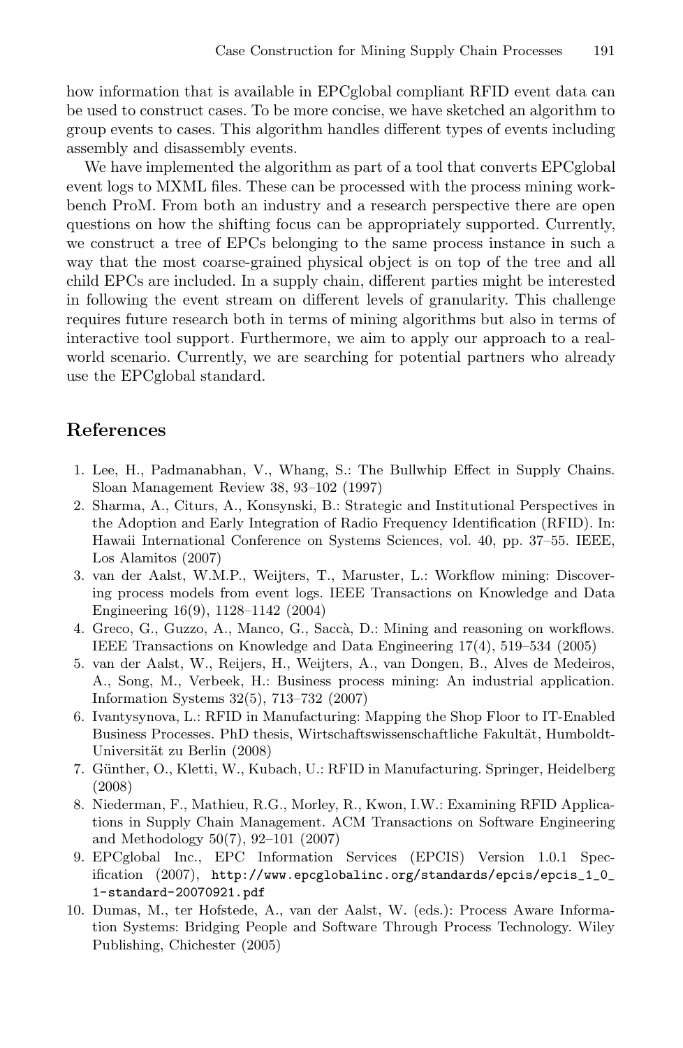how information that is available in EPCglobal compliant RFID event data can be used to construct cases. To be more concise, we have sketched an algorithm to group events to cases. This algorithm handles different types of events including assembly and disassembly events.

We have implemented the algorithm as part of a tool that converts EPCglobal event logs to MXML files. These can be processed with the process mining workbench ProM. From both an industry and a research perspective there are open questions on how the shifting focus can be appropriately supported. Currently, we construct a tree of EPCs belonging to the same process instance in such a way that the most coarse-grained physical object is on top of the tree and all child EPCs are included. In a supply chain, different parties might be interested in following the event stream on different levels of granularity. This challenge requires future research both in terms of mining algorithms but also in terms of interactive tool support. Furthermore, we aim to apply our approach to a real-world scenario. Currently, we are searching for potential partners who already use the EPCglobal standard.

## References

1. Lee, H., Padmanabhan, V., Whang, S.: The Bullwhip Effect in Supply Chains. Sloan Management Review 38, 93–102 (1997)
2. Sharma, A., Citurs, A., Konsynski, B.: Strategic and Institutional Perspectives in the Adoption and Early Integration of Radio Frequency Identification (RFID). In: Hawaii International Conference on Systems Sciences, vol. 40, pp. 37–55. IEEE, Los Alamitos (2007)
3. van der Aalst, W.M.P., Weijters, T., Maruster, L.: Workflow mining: Discovering process models from event logs. IEEE Transactions on Knowledge and Data Engineering 16(9), 1128–1142 (2004)
4. Greco, G., Guzzo, A., Manco, G., Saccà, D.: Mining and reasoning on workflows. IEEE Transactions on Knowledge and Data Engineering 17(4), 519–534 (2005)
5. van der Aalst, W., Reijers, H., Weijters, A., van Dongen, B., Alves de Medeiros, A., Song, M., Verbeek, H.: Business process mining: An industrial application. Information Systems 32(5), 713–732 (2007)
6. Ivantysynova, L.: RFID in Manufacturing: Mapping the Shop Floor to IT-Enabled Business Processes. PhD thesis, Wirtschaftswissenschaftliche Fakultät, Humboldt-Universität zu Berlin (2008)
7. Günther, O., Kletti, W., Kubach, U.: RFID in Manufacturing. Springer, Heidelberg (2008)
8. Niederman, F., Mathieu, R.G., Morley, R., Kwon, I.W.: Examining RFID Applications in Supply Chain Management. ACM Transactions on Software Engineering and Methodology 50(7), 92–101 (2007)
9. EPCglobal Inc., EPC Information Services (EPCIS) Version 1.0.1 Specification (2007), http://www.epcglobalinc.org/standards/epcis/epcis_1_0_1-standard-20070921.pdf
10. Dumas, M., ter Hofstede, A., van der Aalst, W. (eds.): Process Aware Information Systems: Bridging People and Software Through Process Technology. Wiley Publishing, Chichester (2005)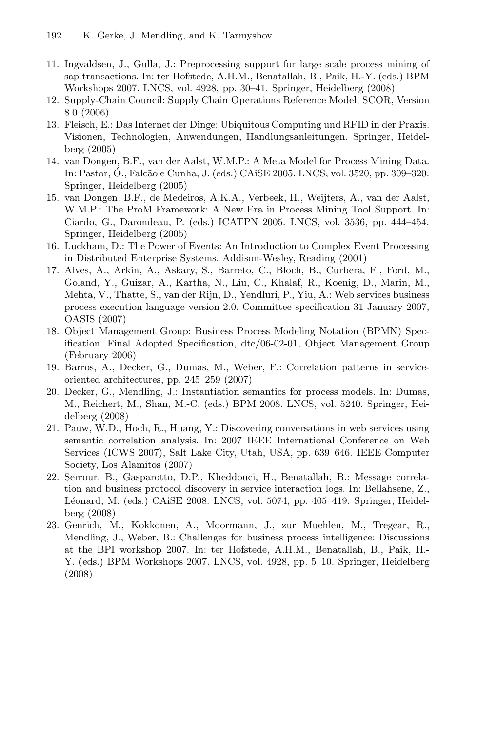11. Ingvaldsen, J., Gulla, J.: Preprocessing support for large scale process mining of sap transactions. In: ter Hofstede, A.H.M., Benatallah, B., Paik, H.-Y. (eds.) BPM Workshops 2007. LNCS, vol. 4928, pp. 30–41. Springer, Heidelberg (2008)
12. Supply-Chain Council: Supply Chain Operations Reference Model, SCOR, Version 8.0 (2006)
13. Fleisch, E.: Das Internet der Dinge: Ubiquitous Computing und RFID in der Praxis. Visionen, Technologien, Anwendungen, Handlungsanleitungen. Springer, Heidelberg (2005)
14. van Dongen, B.F., van der Aalst, W.M.P.: A Meta Model for Process Mining Data. In: Pastor, Ó., Falcão e Cunha, J. (eds.) CAiSE 2005. LNCS, vol. 3520, pp. 309–320. Springer, Heidelberg (2005)
15. van Dongen, B.F., de Medeiros, A.K.A., Verbeek, H., Weijters, A., van der Aalst, W.M.P.: The ProM Framework: A New Era in Process Mining Tool Support. In: Ciardo, G., Darondeau, P. (eds.) ICATPN 2005. LNCS, vol. 3536, pp. 444–454. Springer, Heidelberg (2005)
16. Luckham, D.: The Power of Events: An Introduction to Complex Event Processing in Distributed Enterprise Systems. Addison-Wesley, Reading (2001)
17. Alves, A., Arkin, A., Askary, S., Barreto, C., Bloch, B., Curbera, F., Ford, M., Goland, Y., Guizar, A., Kartha, N., Liu, C., Khalaf, R., Koenig, D., Marin, M., Mehta, V., Thatte, S., van der Rijn, D., Yendluri, P., Yiu, A.: Web services business process execution language version 2.0. Committee specification 31 January 2007, OASIS (2007)
18. Object Management Group: Business Process Modeling Notation (BPMN) Specification. Final Adopted Specification, dtc/06-02-01, Object Management Group (February 2006)
19. Barros, A., Decker, G., Dumas, M., Weber, F.: Correlation patterns in service-oriented architectures, pp. 245–259 (2007)
20. Decker, G., Mendling, J.: Instantiation semantics for process models. In: Dumas, M., Reichert, M., Shan, M.-C. (eds.) BPM 2008. LNCS, vol. 5240. Springer, Heidelberg (2008)
21. Pauw, W.D., Hoch, R., Huang, Y.: Discovering conversations in web services using semantic correlation analysis. In: 2007 IEEE International Conference on Web Services (ICWS 2007), Salt Lake City, Utah, USA, pp. 639–646. IEEE Computer Society, Los Alamitos (2007)
22. Serrour, B., Gasparotto, D.P., Kheddouci, H., Benatallah, B.: Message correlation and business protocol discovery in service interaction logs. In: Bellahsene, Z., Léonard, M. (eds.) CAiSE 2008. LNCS, vol. 5074, pp. 405–419. Springer, Heidelberg (2008)
23. Genrich, M., Kokkonen, A., Moormann, J., zur Muehlen, M., Tregear, R., Mendling, J., Weber, B.: Challenges for business process intelligence: Discussions at the BPI workshop 2007. In: ter Hofstede, A.H.M., Benatallah, B., Paik, H.-Y. (eds.) BPM Workshops 2007. LNCS, vol. 4928, pp. 5–10. Springer, Heidelberg (2008)